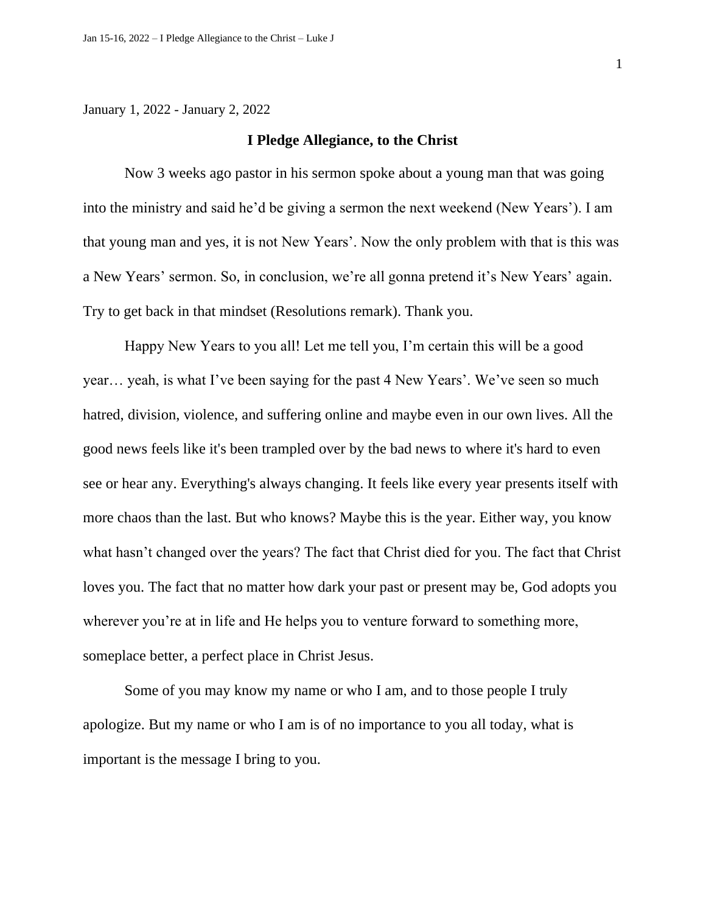January 1, 2022 - January 2, 2022

## I Pledge Allegiance, to the Christ

Now 3 weeks ago pastor in his sermon spoke about a young man that was going into the ministry and said he'd be giving a sermon the next weekend (New Years'). I am that young man and yes, it is not New Years'. Now the only problem with that is this was a New Years' sermon. So, in conclusion, we're all gonna pretend it's New Years' again. Try to get back in that mindset (Resolutions remark). Thank you.

Happy New Years to you all! Let me tell you, I'm certain this will be a good year… yeah, is what I've been saying for the past 4 New Years'. We've seen so much hatred, division, violence, and suffering online and maybe even in our own lives. All the good news feels like it's been trampled over by the bad news to where it's hard to even see or hear any. Everything's always changing. It feels like every year presents itself with more chaos than the last. But who knows? Maybe this is the year. Either way, you know what hasn't changed over the years? The fact that Christ died for you. The fact that Christ loves you. The fact that no matter how dark your past or present may be, God adopts you wherever you're at in life and He helps you to venture forward to something more, someplace better, a perfect place in Christ Jesus.

Some of you may know my name or who I am, and to those people I truly apologize. But my name or who I am is of no importance to you all today, what is important is the message I bring to you.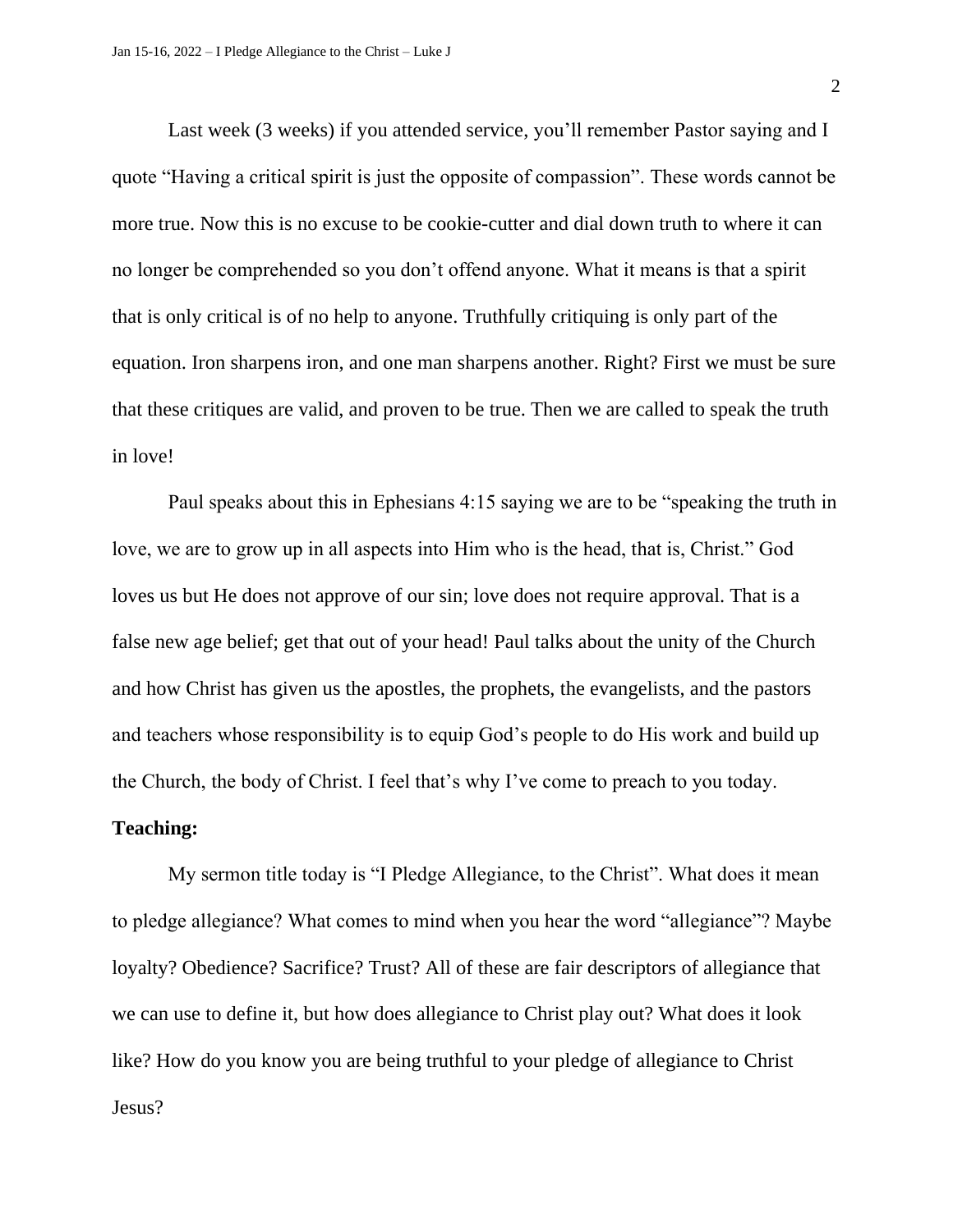Last week (3 weeks) if you attended service, you'll remember Pastor saying and I quote "Having a critical spirit is just the opposite of compassion". These words cannot be more true. Now this is no excuse to be cookie-cutter and dial down truth to where it can no longer be comprehended so you don't offend anyone. What it means is that a spirit that is only critical is of no help to anyone. Truthfully critiquing is only part of the equation. Iron sharpens iron, and one man sharpens another. Right? First we must be sure that these critiques are valid, and proven to be true. Then we are called to speak the truth in love!

Paul speaks about this in Ephesians 4:15 saying we are to be "speaking the truth in love, we are to grow up in all aspects into Him who is the head, that is, Christ." God loves us but He does not approve of our sin; love does not require approval. That is a false new age belief; get that out of your head! Paul talks about the unity of the Church and how Christ has given us the apostles, the prophets, the evangelists, and the pastors and teachers whose responsibility is to equip God's people to do His work and build up the Church, the body of Christ. I feel that's why I've come to preach to you today.

**Teaching:**

My sermon title today is "I Pledge Allegiance, to the Christ". What does it mean to pledge allegiance? What comes to mind when you hear the word "allegiance"? Maybe loyalty? Obedience? Sacrifice? Trust? All of these are fair descriptors of allegiance that we can use to define it, but how does allegiance to Christ play out? What does it look like? How do you know you are being truthful to your pledge of allegiance to Christ Jesus?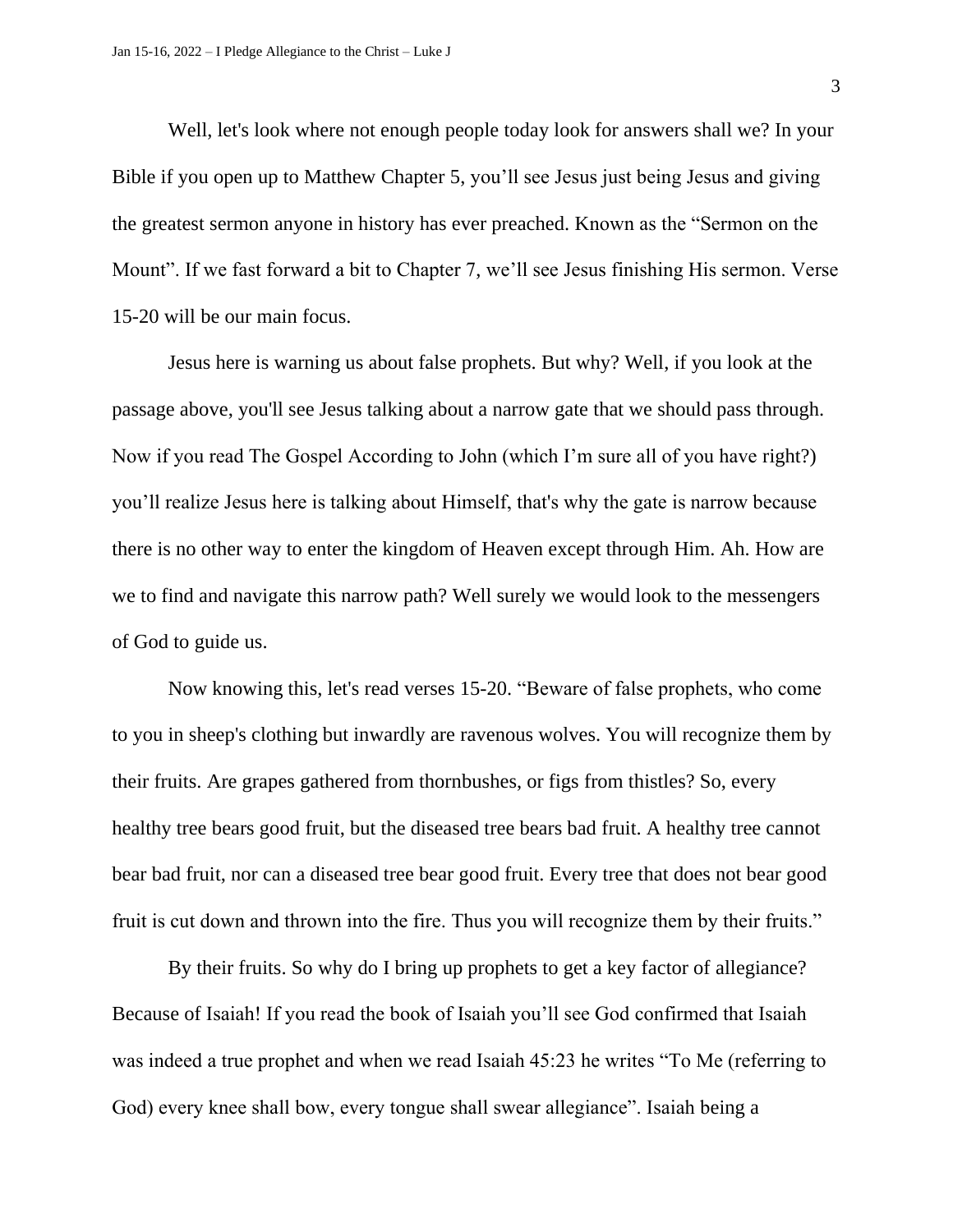Well, let's look where not enough people today look for answers shall we? In your Bible if you open up to Matthew Chapter 5, you'll see Jesus just being Jesus and giving the greatest sermon anyone in history has ever preached. Known as the "Sermon on the Mount". If we fast forward a bit to Chapter 7, we'll see Jesus finishing His sermon. Verse 15-20 will be our main focus.

Jesus here is warning us about false prophets. But why? Well, if you look at the passage above, you'll see Jesus talking about a narrow gate that we should pass through. Now if you read The Gospel According to John (which I'm sure all of you have right?) you'll realize Jesus here is talking about Himself, that's why the gate is narrow because there is no other way to enter the kingdom of Heaven except through Him. Ah. How are we to find and navigate this narrow path? Well surely we would look to the messengers of God to guide us.

Now knowing this, let's read verses 15-20. "Beware of false prophets, who come to you in sheep's clothing but inwardly are ravenous wolves. You will recognize them by their fruits. Are grapes gathered from thornbushes, or figs from thistles? So, every healthy tree bears good fruit, but the diseased tree bears bad fruit. A healthy tree cannot bear bad fruit, nor can a diseased tree bear good fruit. Every tree that does not bear good fruit is cut down and thrown into the fire. Thus you will recognize them by their fruits."

By their fruits. So why do I bring up prophets to get a key factor of allegiance? Because of Isaiah! If you read the book of Isaiah you'll see God confirmed that Isaiah was indeed a true prophet and when we read Isaiah 45:23 he writes "To Me (referring to God) every knee shall bow, every tongue shall swear allegiance". Isaiah being a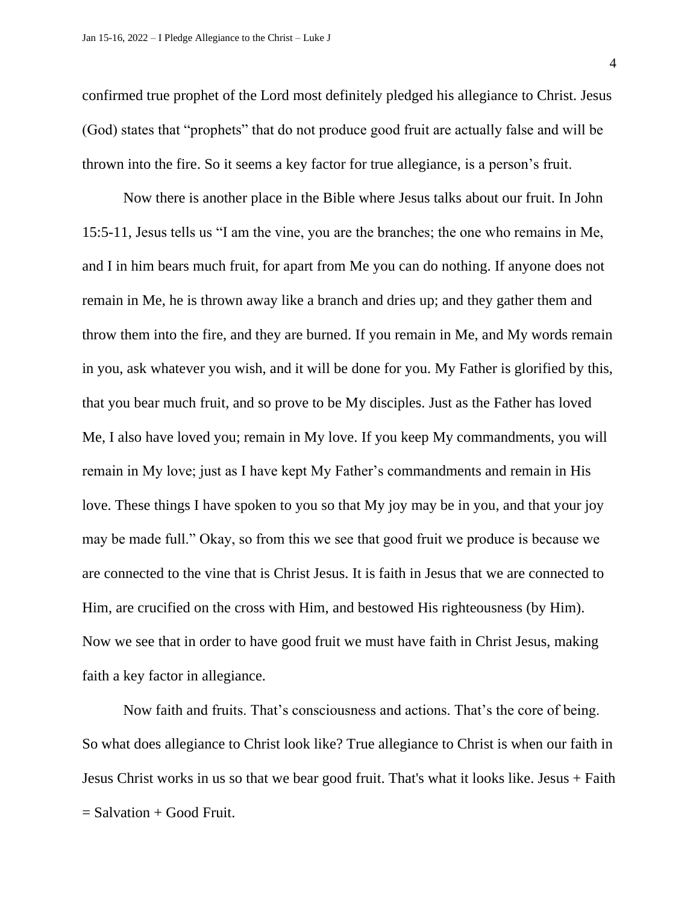confirmed true prophet of the Lord most definitely pledged his allegiance to Christ. Jesus (God) states that "prophets" that do not produce good fruit are actually false and will be thrown into the fire. So it seems a key factor for true allegiance, is a person's fruit.

Now there is another place in the Bible where Jesus talks about our fruit. In John 15:5-11, Jesus tells us "I am the vine, you are the branches; the one who remains in Me, and I in him bears much fruit, for apart from Me you can do nothing. If anyone does not remain in Me, he is thrown away like a branch and dries up; and they gather them and throw them into the fire, and they are burned. If you remain in Me, and My words remain in you, ask whatever you wish, and it will be done for you. My Father is glorified by this, that you bear much fruit, and so prove to be My disciples. Just as the Father has loved Me, I also have loved you; remain in My love. If you keep My commandments, you will remain in My love; just as I have kept My Father's commandments and remain in His love. These things I have spoken to you so that My joy may be in you, and that your joy may be made full." Okay, so from this we see that good fruit we produce is because we are connected to the vine that is Christ Jesus. It is faith in Jesus that we are connected to Him, are crucified on the cross with Him, and bestowed His righteousness (by Him). Now we see that in order to have good fruit we must have faith in Christ Jesus, making faith a key factor in allegiance.

Now faith and fruits. That's consciousness and actions. That's the core of being. So what does allegiance to Christ look like? True allegiance to Christ is when our faith in Jesus Christ works in us so that we bear good fruit. That's what it looks like. Jesus + Faith = Salvation + Good Fruit.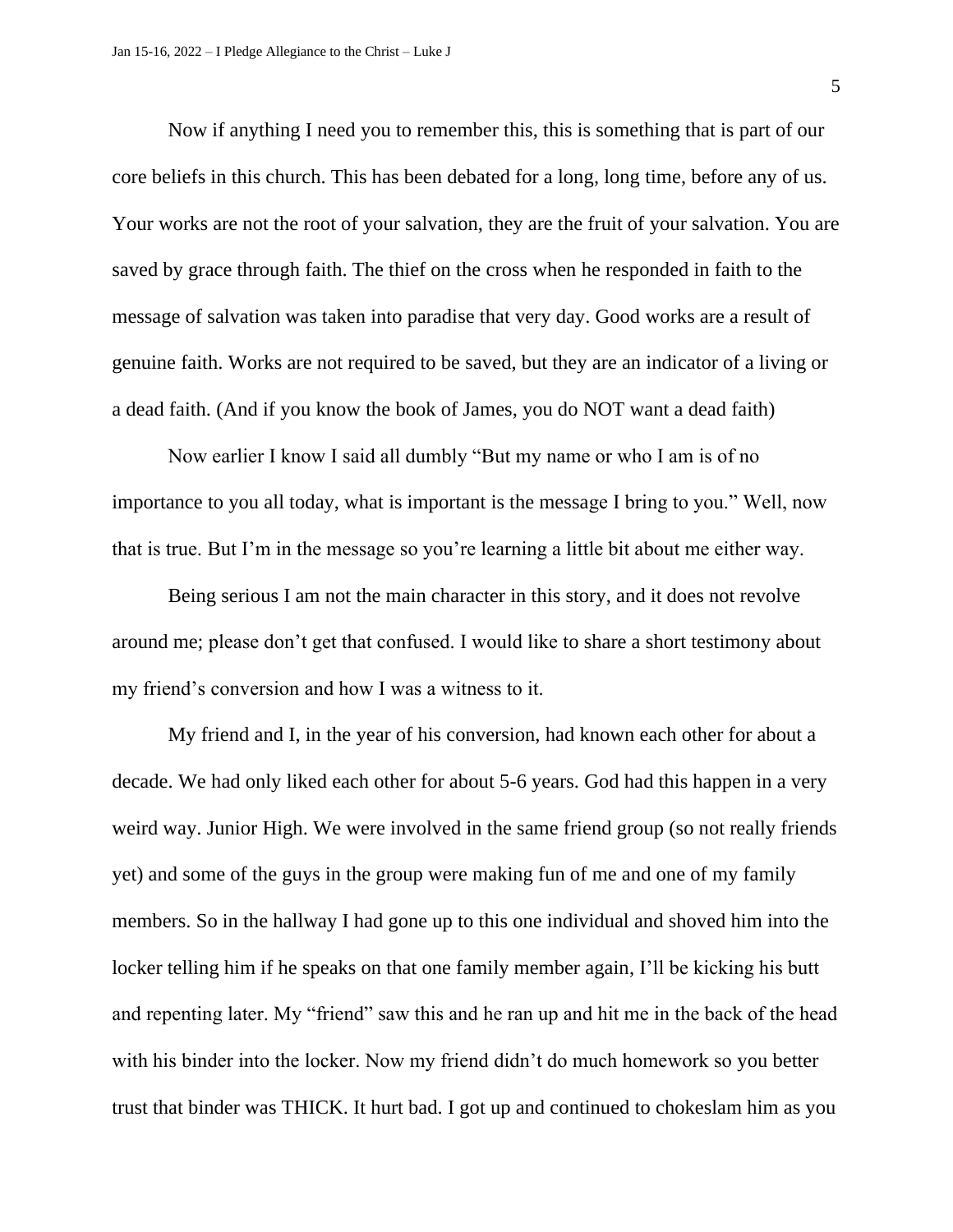Now if anything I need you to remember this, this is something that is part of our core beliefs in this church. This has been debated for a long, long time, before any of us. Your works are not the root of your salvation, they are the fruit of your salvation. You are saved by grace through faith. The thief on the cross when he responded in faith to the message of salvation was taken into paradise that very day. Good works are a result of genuine faith. Works are not required to be saved, but they are an indicator of a living or a dead faith. (And if you know the book of James, you do NOT want a dead faith)

Now earlier I know I said all dumbly "But my name or who I am is of no importance to you all today, what is important is the message I bring to you." Well, now that is true. But I'm in the message so you're learning a little bit about me either way.

Being serious I am not the main character in this story, and it does not revolve around me; please don't get that confused. I would like to share a short testimony about my friend's conversion and how I was a witness to it.

My friend and I, in the year of his conversion, had known each other for about a decade. We had only liked each other for about 5-6 years. God had this happen in a very weird way. Junior High. We were involved in the same friend group (so not really friends yet) and some of the guys in the group were making fun of me and one of my family members. So in the hallway I had gone up to this one individual and shoved him into the locker telling him if he speaks on that one family member again, I'll be kicking his butt and repenting later. My "friend" saw this and he ran up and hit me in the back of the head with his binder into the locker. Now my friend didn't do much homework so you better trust that binder was THICK. It hurt bad. I got up and continued to chokeslam him as you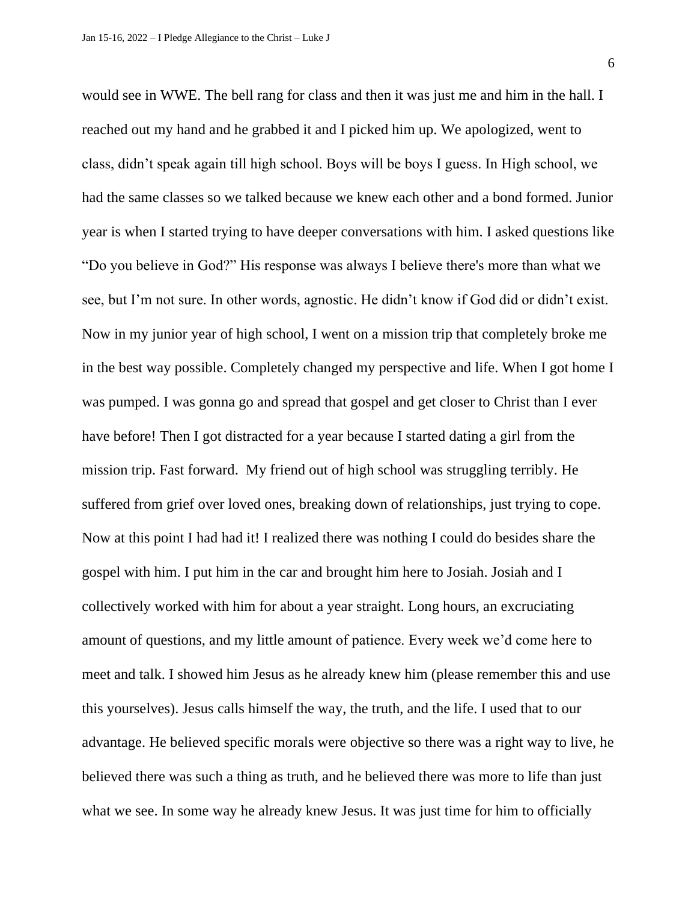would see in WWE. The bell rang for class and then it was just me and him in the hall. I reached out my hand and he grabbed it and I picked him up. We apologized, went to class, didn't speak again till high school. Boys will be boys I guess. In High school, we had the same classes so we talked because we knew each other and a bond formed. Junior year is when I started trying to have deeper conversations with him. I asked questions like "Do you believe in God?" His response was always I believe there's more than what we see, but I'm not sure. In other words, agnostic. He didn't know if God did or didn't exist. Now in my junior year of high school, I went on a mission trip that completely broke me in the best way possible. Completely changed my perspective and life. When I got home I was pumped. I was gonna go and spread that gospel and get closer to Christ than I ever have before! Then I got distracted for a year because I started dating a girl from the mission trip. Fast forward. My friend out of high school was struggling terribly. He suffered from grief over loved ones, breaking down of relationships, just trying to cope. Now at this point I had had it! I realized there was nothing I could do besides share the gospel with him. I put him in the car and brought him here to Josiah. Josiah and I collectively worked with him for about a year straight. Long hours, an excruciating amount of questions, and my little amount of patience. Every week we'd come here to meet and talk. I showed him Jesus as he already knew him (please remember this and use this yourselves). Jesus calls himself the way, the truth, and the life. I used that to our advantage. He believed specific morals were objective so there was a right way to live, he believed there was such a thing as truth, and he believed there was more to life than just what we see. In some way he already knew Jesus. It was just time for him to officially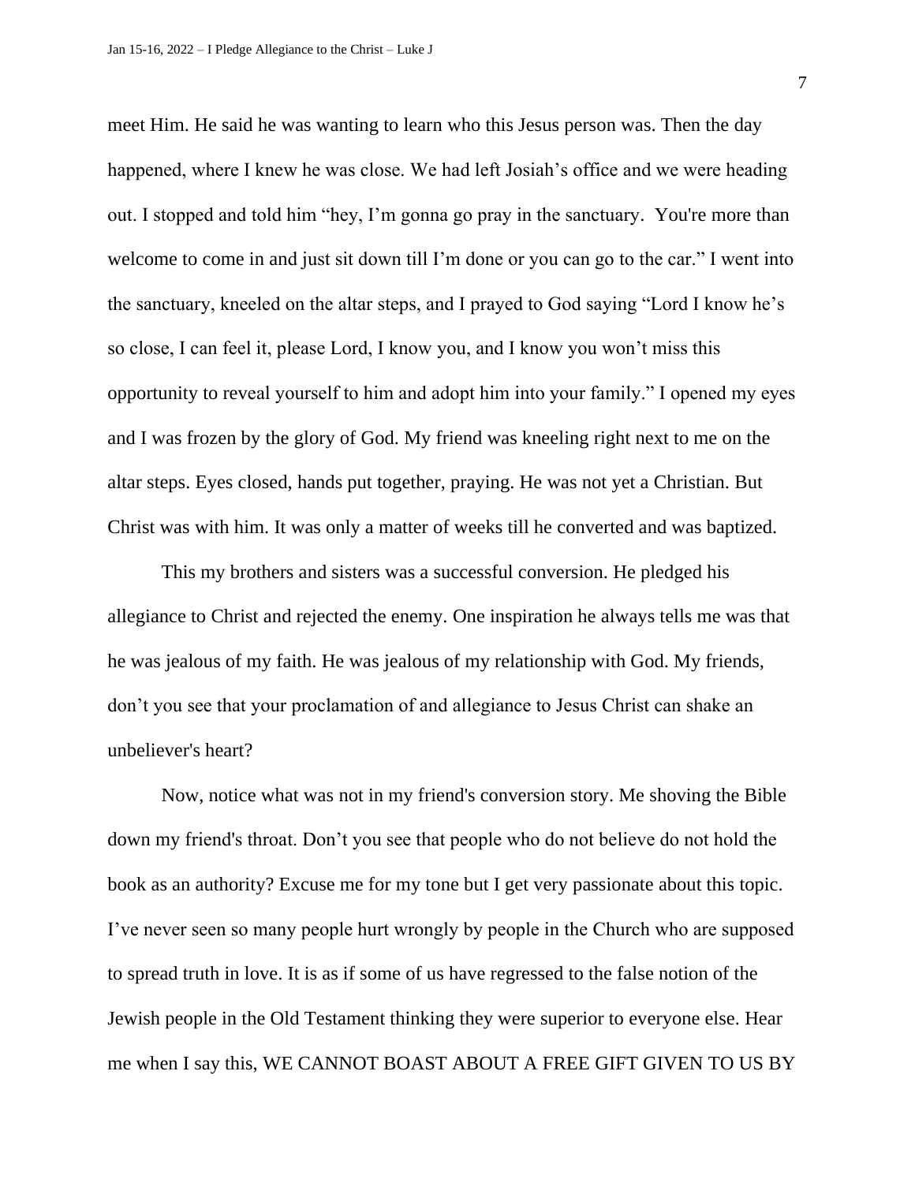meet Him. He said he was wanting to learn who this Jesus person was. Then the day happened, where I knew he was close. We had left Josiah's office and we were heading out. I stopped and told him "hey, I'm gonna go pray in the sanctuary.  You're more than welcome to come in and just sit down till I'm done or you can go to the car." I went into the sanctuary, kneeled on the altar steps, and I prayed to God saying "Lord I know he's so close, I can feel it, please Lord, I know you, and I know you won't miss this opportunity to reveal yourself to him and adopt him into your family." I opened my eyes and I was frozen by the glory of God. My friend was kneeling right next to me on the altar steps. Eyes closed, hands put together, praying. He was not yet a Christian. But Christ was with him. It was only a matter of weeks till he converted and was baptized.

This my brothers and sisters was a successful conversion. He pledged his allegiance to Christ and rejected the enemy. One inspiration he always tells me was that he was jealous of my faith. He was jealous of my relationship with God. My friends, don't you see that your proclamation of and allegiance to Jesus Christ can shake an unbeliever's heart?

Now, notice what was not in my friend's conversion story. Me shoving the Bible down my friend's throat. Don't you see that people who do not believe do not hold the book as an authority? Excuse me for my tone but I get very passionate about this topic. I've never seen so many people hurt wrongly by people in the Church who are supposed to spread truth in love. It is as if some of us have regressed to the false notion of the Jewish people in the Old Testament thinking they were superior to everyone else. Hear me when I say this, WE CANNOT BOAST ABOUT A FREE GIFT GIVEN TO US BY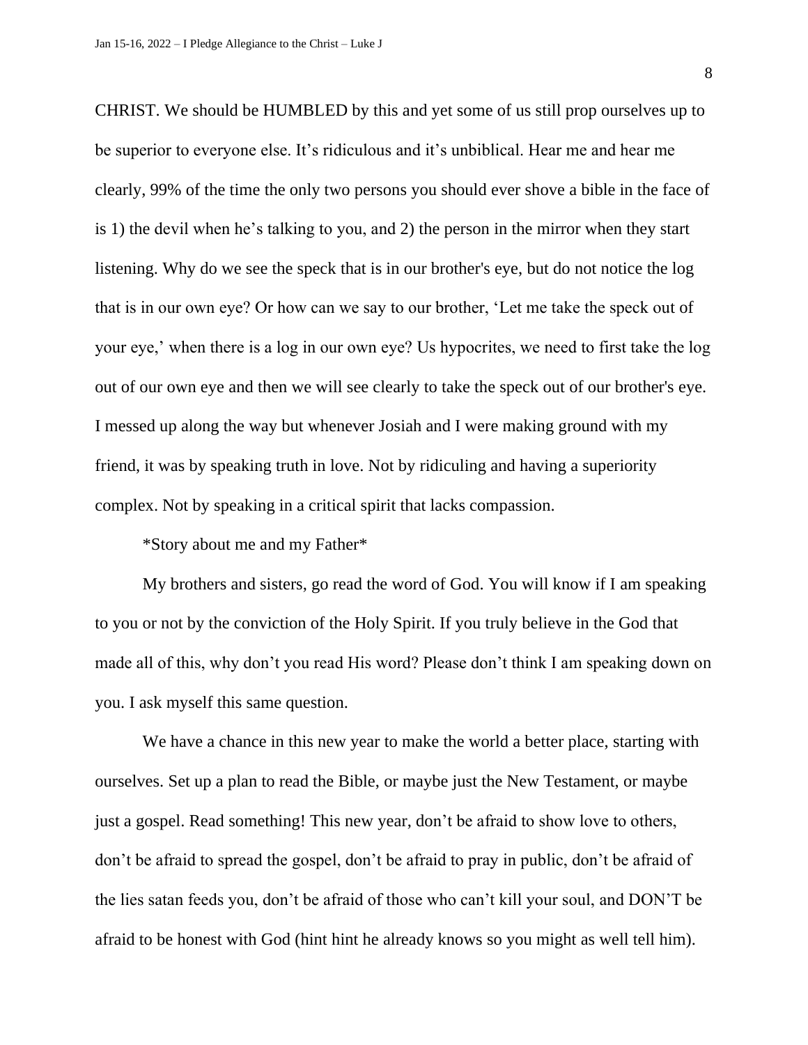CHRIST. We should be HUMBLED by this and yet some of us still prop ourselves up to be superior to everyone else. It's ridiculous and it's unbiblical. Hear me and hear me clearly, 99% of the time the only two persons you should ever shove a bible in the face of is 1) the devil when he's talking to you, and 2) the person in the mirror when they start listening. Why do we see the speck that is in our brother's eye, but do not notice the log that is in our own eye? Or how can we say to our brother, 'Let me take the speck out of your eye,' when there is a log in our own eye? Us hypocrites, we need to first take the log out of our own eye and then we will see clearly to take the speck out of our brother's eye. I messed up along the way but whenever Josiah and I were making ground with my friend, it was by speaking truth in love. Not by ridiculing and having a superiority complex. Not by speaking in a critical spirit that lacks compassion.

*Story about me and my Father*

My brothers and sisters, go read the word of God. You will know if I am speaking to you or not by the conviction of the Holy Spirit. If you truly believe in the God that made all of this, why don't you read His word? Please don't think I am speaking down on you. I ask myself this same question.

We have a chance in this new year to make the world a better place, starting with ourselves. Set up a plan to read the Bible, or maybe just the New Testament, or maybe just a gospel. Read something! This new year, don't be afraid to show love to others, don't be afraid to spread the gospel, don't be afraid to pray in public, don't be afraid of the lies satan feeds you, don't be afraid of those who can't kill your soul, and DON'T be afraid to be honest with God (hint hint he already knows so you might as well tell him).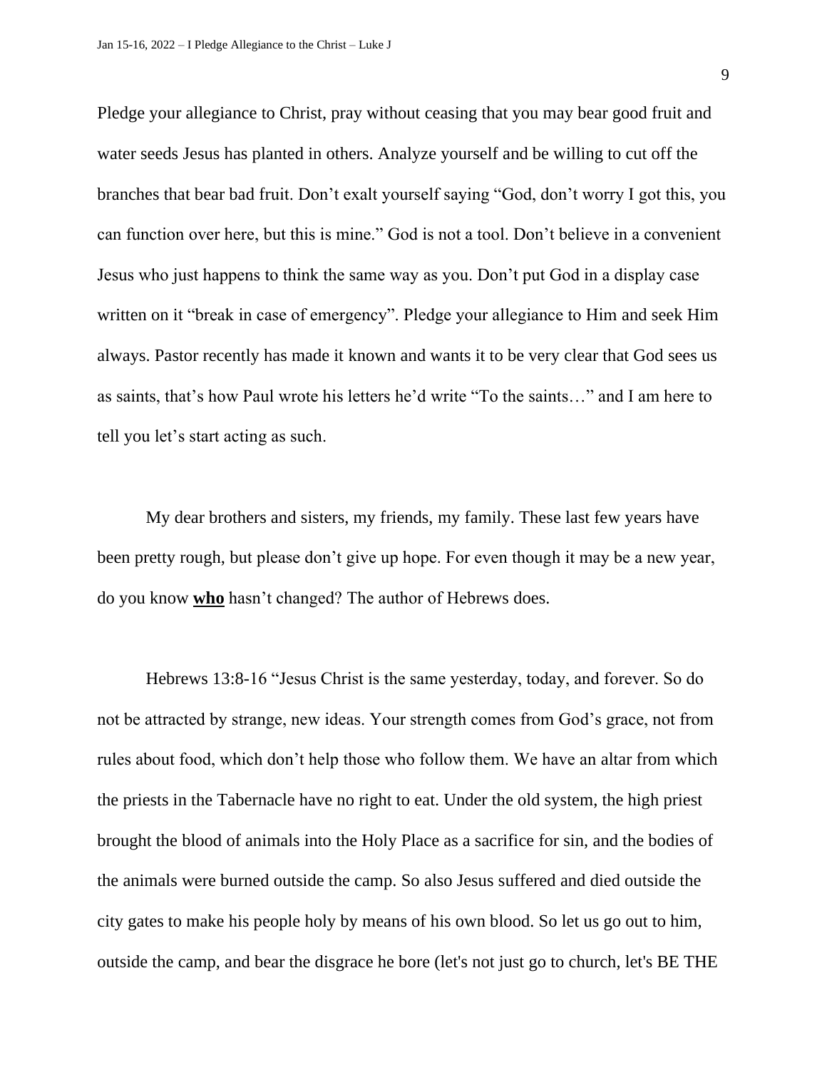Pledge your allegiance to Christ, pray without ceasing that you may bear good fruit and water seeds Jesus has planted in others. Analyze yourself and be willing to cut off the branches that bear bad fruit. Don't exalt yourself saying "God, don't worry I got this, you can function over here, but this is mine." God is not a tool. Don't believe in a convenient Jesus who just happens to think the same way as you. Don't put God in a display case written on it "break in case of emergency". Pledge your allegiance to Him and seek Him always. Pastor recently has made it known and wants it to be very clear that God sees us as saints, that's how Paul wrote his letters he'd write "To the saints…" and I am here to tell you let's start acting as such.

My dear brothers and sisters, my friends, my family. These last few years have been pretty rough, but please don't give up hope. For even though it may be a new year, do you know **<u>who</u>** hasn't changed? The author of Hebrews does.

Hebrews 13:8-16 "Jesus Christ is the same yesterday, today, and forever. So do not be attracted by strange, new ideas. Your strength comes from God's grace, not from rules about food, which don't help those who follow them. We have an altar from which the priests in the Tabernacle have no right to eat. Under the old system, the high priest brought the blood of animals into the Holy Place as a sacrifice for sin, and the bodies of the animals were burned outside the camp. So also Jesus suffered and died outside the city gates to make his people holy by means of his own blood. So let us go out to him, outside the camp, and bear the disgrace he bore (let's not just go to church, let's BE THE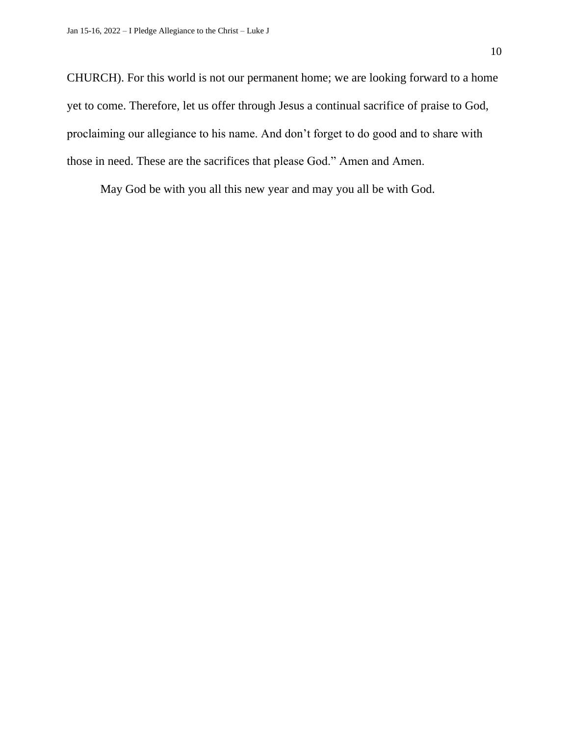CHURCH). For this world is not our permanent home; we are looking forward to a home yet to come. Therefore, let us offer through Jesus a continual sacrifice of praise to God, proclaiming our allegiance to his name. And don't forget to do good and to share with those in need. These are the sacrifices that please God." Amen and Amen.

May God be with you all this new year and may you all be with God.